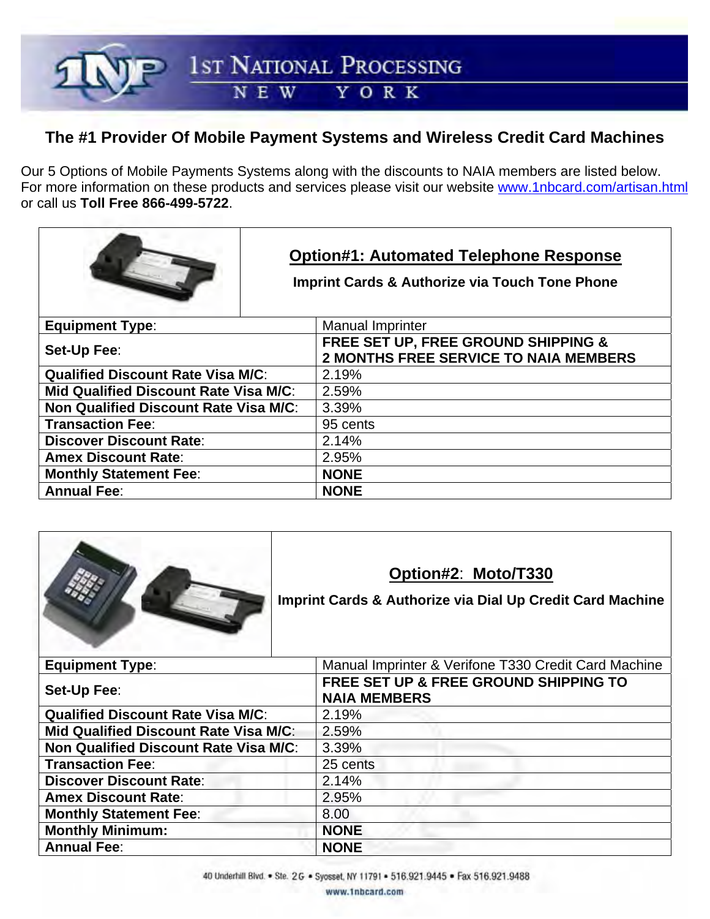# 1st National Processing New York

## The #1 Provider Of Mobile Payment Systems and Wireless Credit Card Machines

Our 5 Options of Mobile Payments Systems along with the discounts to NAIA members are listed below. For more information on these products and services please visit our website www.1nbcard.com/artisan.html or call us **Toll Free 866-499-5722**.

### Option#1: Automated Telephone Response

**Imprint Cards & Authorize via Touch Tone Phone**

| | |
|---|---|
| **Equipment Type**: | Manual Imprinter |
| **Set-Up Fee**: | **FREE SET UP, FREE GROUND SHIPPING & 2 MONTHS FREE SERVICE TO NAIA MEMBERS** |
| **Qualified Discount Rate Visa M/C**: | 2.19% |
| **Mid Qualified Discount Rate Visa M/C**: | 2.59% |
| **Non Qualified Discount Rate Visa M/C**: | 3.39% |
| **Transaction Fee**: | 95 cents |
| **Discover Discount Rate**: | 2.14% |
| **Amex Discount Rate**: | 2.95% |
| **Monthly Statement Fee**: | **NONE** |
| **Annual Fee**: | **NONE** |

### Option#2: Moto/T330

**Imprint Cards & Authorize via Dial Up Credit Card Machine**

| | |
|---|---|
| **Equipment Type**: | Manual Imprinter & Verifone T330 Credit Card Machine |
| **Set-Up Fee**: | **FREE SET UP & FREE GROUND SHIPPING TO NAIA MEMBERS** |
| **Qualified Discount Rate Visa M/C**: | 2.19% |
| **Mid Qualified Discount Rate Visa M/C**: | 2.59% |
| **Non Qualified Discount Rate Visa M/C**: | 3.39% |
| **Transaction Fee**: | 25 cents |
| **Discover Discount Rate**: | 2.14% |
| **Amex Discount Rate**: | 2.95% |
| **Monthly Statement Fee**: | 8.00 |
| **Monthly Minimum:** | **NONE** |
| **Annual Fee**: | **NONE** |

40 Underhill Blvd. • Ste. 2G • Syosset, NY 11791 • 516.921.9445 • Fax 516.921.9488
www.1nbcard.com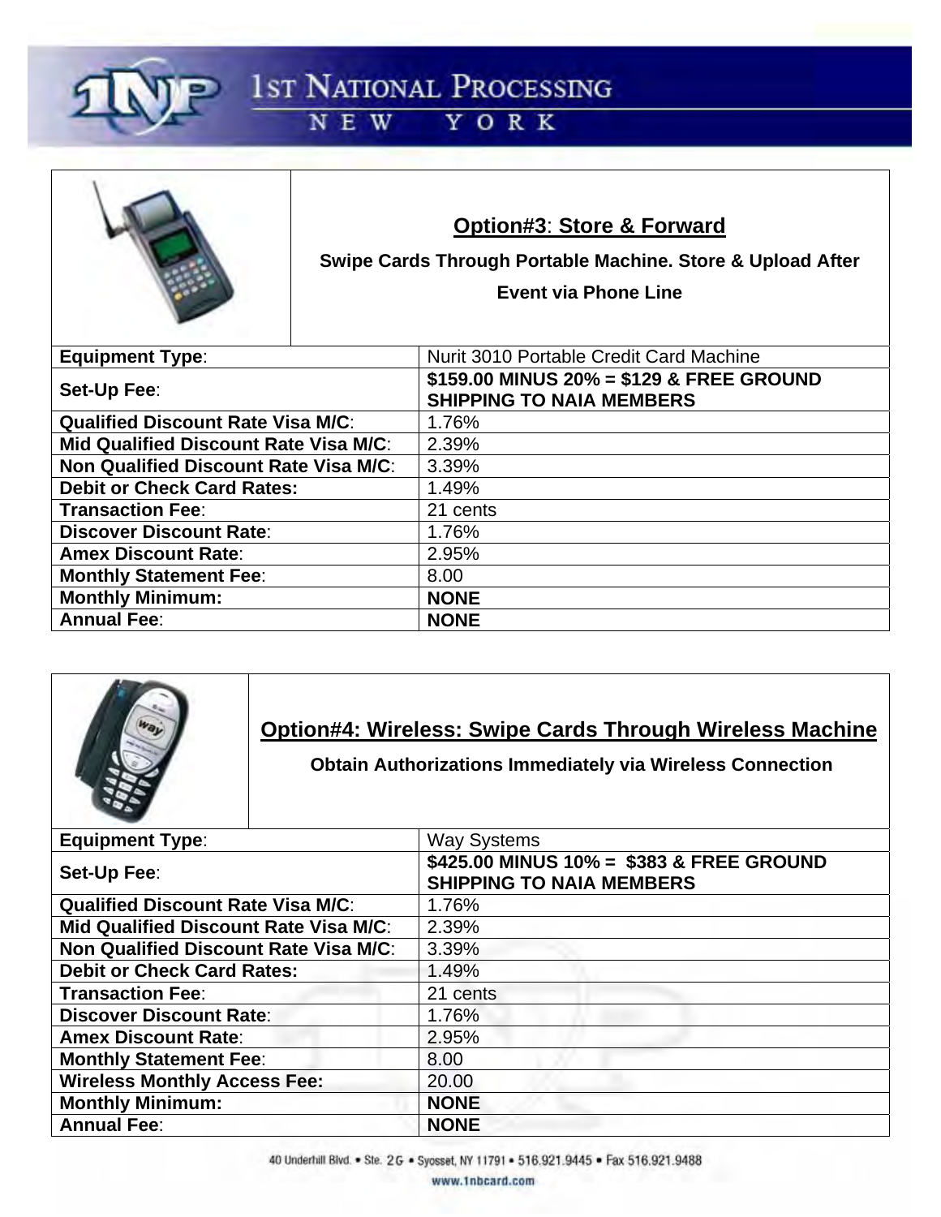## Option#3: Store & Forward

**Swipe Cards Through Portable Machine. Store & Upload After Event via Phone Line**

| | |
|---|---|
| **Equipment Type**: | Nurit 3010 Portable Credit Card Machine |
| **Set-Up Fee**: | **$159.00 MINUS 20% = $129 & FREE GROUND SHIPPING TO NAIA MEMBERS** |
| **Qualified Discount Rate Visa M/C**: | 1.76% |
| **Mid Qualified Discount Rate Visa M/C**: | 2.39% |
| **Non Qualified Discount Rate Visa M/C**: | 3.39% |
| **Debit or Check Card Rates:** | 1.49% |
| **Transaction Fee**: | 21 cents |
| **Discover Discount Rate**: | 1.76% |
| **Amex Discount Rate**: | 2.95% |
| **Monthly Statement Fee**: | 8.00 |
| **Monthly Minimum:** | **NONE** |
| **Annual Fee**: | **NONE** |

## Option#4: Wireless: Swipe Cards Through Wireless Machine

**Obtain Authorizations Immediately via Wireless Connection**

| | |
|---|---|
| **Equipment Type**: | Way Systems |
| **Set-Up Fee**: | **$425.00 MINUS 10% = $383 & FREE GROUND SHIPPING TO NAIA MEMBERS** |
| **Qualified Discount Rate Visa M/C**: | 1.76% |
| **Mid Qualified Discount Rate Visa M/C**: | 2.39% |
| **Non Qualified Discount Rate Visa M/C**: | 3.39% |
| **Debit or Check Card Rates:** | 1.49% |
| **Transaction Fee**: | 21 cents |
| **Discover Discount Rate**: | 1.76% |
| **Amex Discount Rate**: | 2.95% |
| **Monthly Statement Fee**: | 8.00 |
| **Wireless Monthly Access Fee:** | 20.00 |
| **Monthly Minimum:** | **NONE** |
| **Annual Fee**: | **NONE** |

40 Underhill Blvd. • Ste. 2G • Syosset, NY 11791 • 516.921.9445 • Fax 516.921.9488
www.1nbcard.com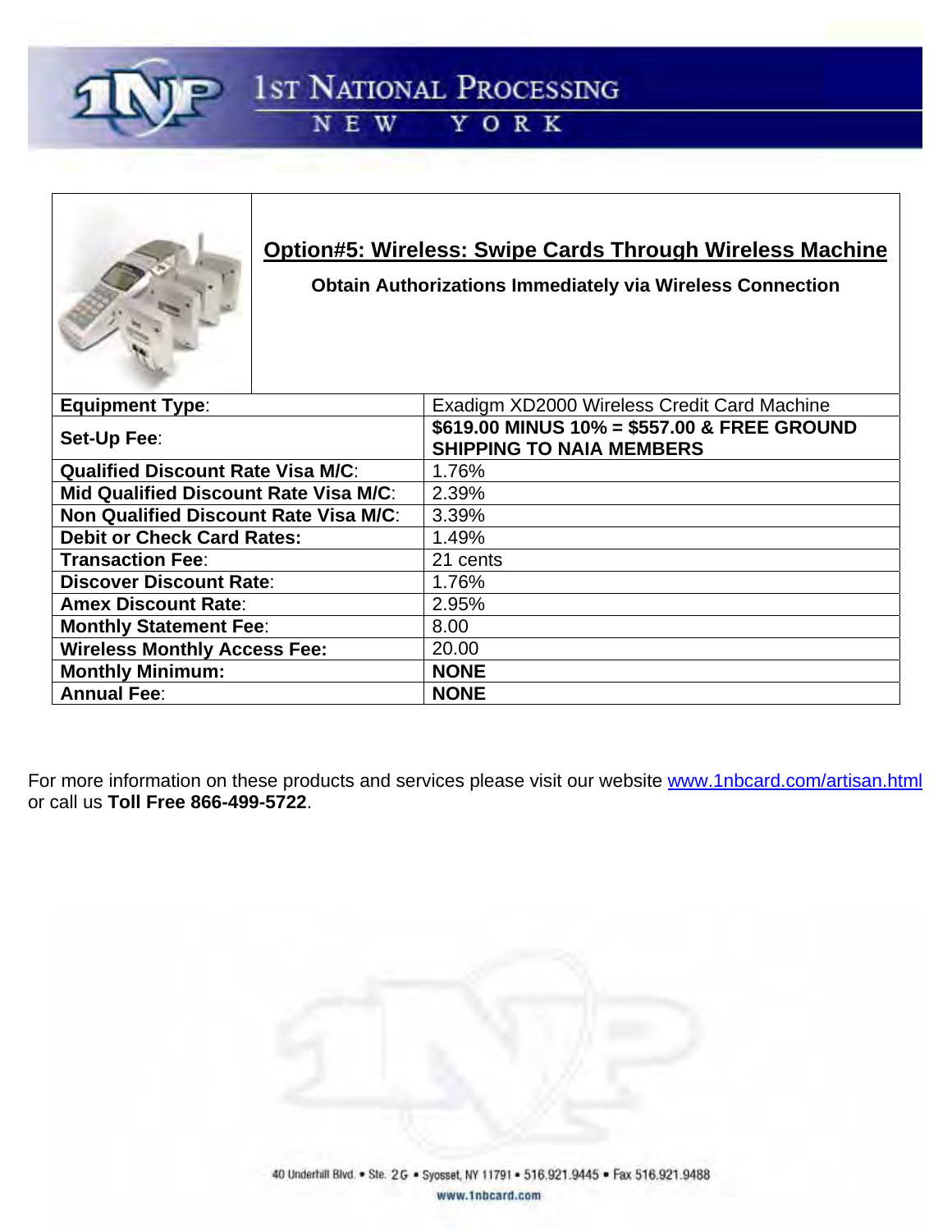## Option#5: Wireless: Swipe Cards Through Wireless Machine

**Obtain Authorizations Immediately via Wireless Connection**

| | |
|---|---|
| **Equipment Type**: | Exadigm XD2000 Wireless Credit Card Machine |
| **Set-Up Fee**: | **$619.00 MINUS 10% = $557.00 & FREE GROUND SHIPPING TO NAIA MEMBERS** |
| **Qualified Discount Rate Visa M/C**: | 1.76% |
| **Mid Qualified Discount Rate Visa M/C**: | 2.39% |
| **Non Qualified Discount Rate Visa M/C**: | 3.39% |
| **Debit or Check Card Rates:** | 1.49% |
| **Transaction Fee**: | 21 cents |
| **Discover Discount Rate**: | 1.76% |
| **Amex Discount Rate**: | 2.95% |
| **Monthly Statement Fee**: | 8.00 |
| **Wireless Monthly Access Fee:** | 20.00 |
| **Monthly Minimum:** | **NONE** |
| **Annual Fee**: | **NONE** |

For more information on these products and services please visit our website www.1nbcard.com/artisan.html or call us **Toll Free 866-499-5722**.

40 Underhill Blvd. • Ste. 2G • Syosset, NY 11791 • 516.921.9445 • Fax 516.921.9488

www.1nbcard.com